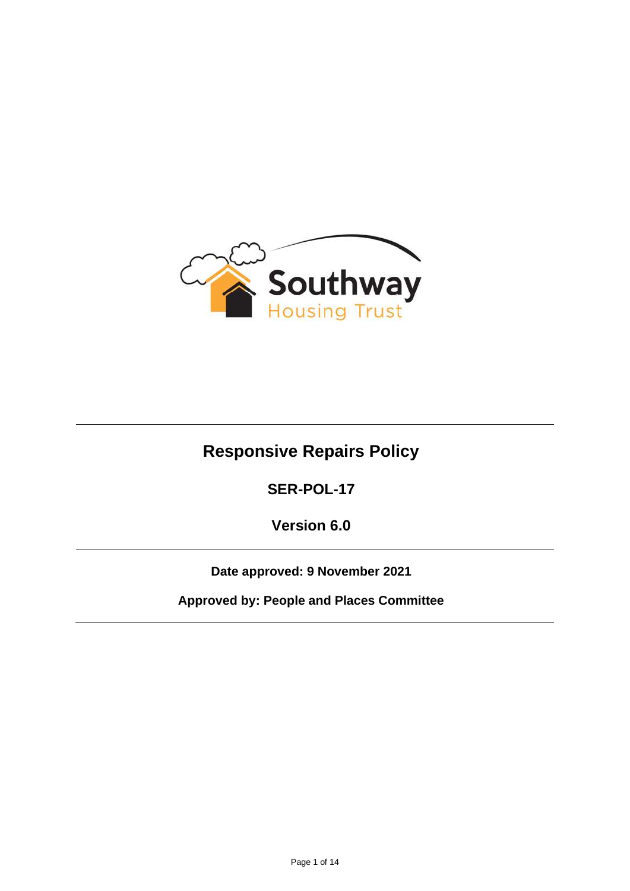Southway Housing Trust

# Responsive Repairs Policy

**SER-POL-17**

**Version 6.0**

**Date approved: 9 November 2021**

**Approved by: People and Places Committee**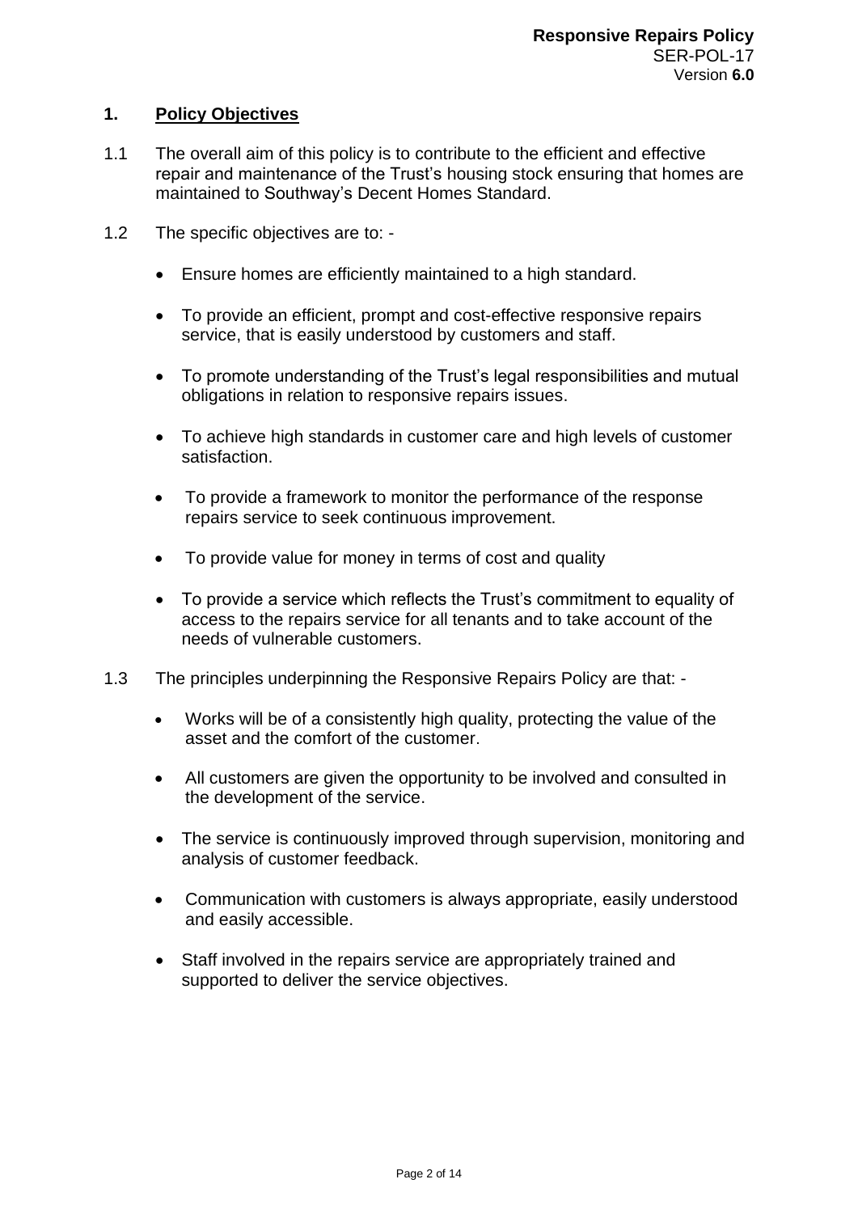## 1. Policy Objectives

1.1 The overall aim of this policy is to contribute to the efficient and effective repair and maintenance of the Trust's housing stock ensuring that homes are maintained to Southway's Decent Homes Standard.

1.2 The specific objectives are to: -

- Ensure homes are efficiently maintained to a high standard.
- To provide an efficient, prompt and cost-effective responsive repairs service, that is easily understood by customers and staff.
- To promote understanding of the Trust's legal responsibilities and mutual obligations in relation to responsive repairs issues.
- To achieve high standards in customer care and high levels of customer satisfaction.
- To provide a framework to monitor the performance of the response repairs service to seek continuous improvement.
- To provide value for money in terms of cost and quality
- To provide a service which reflects the Trust's commitment to equality of access to the repairs service for all tenants and to take account of the needs of vulnerable customers.

1.3 The principles underpinning the Responsive Repairs Policy are that: -

- Works will be of a consistently high quality, protecting the value of the asset and the comfort of the customer.
- All customers are given the opportunity to be involved and consulted in the development of the service.
- The service is continuously improved through supervision, monitoring and analysis of customer feedback.
- Communication with customers is always appropriate, easily understood and easily accessible.
- Staff involved in the repairs service are appropriately trained and supported to deliver the service objectives.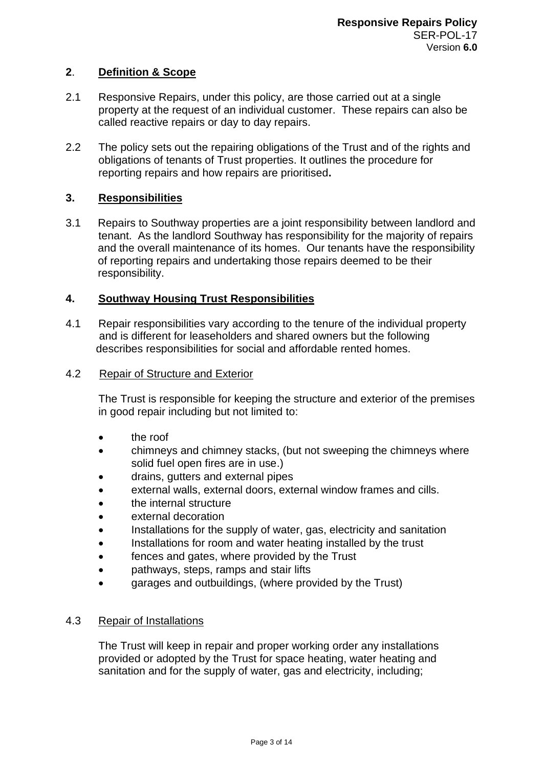## **2**. **Definition & Scope**

2.1 Responsive Repairs, under this policy, are those carried out at a single property at the request of an individual customer. These repairs can also be called reactive repairs or day to day repairs.

2.2 The policy sets out the repairing obligations of the Trust and of the rights and obligations of tenants of Trust properties. It outlines the procedure for reporting repairs and how repairs are prioritised**.**

## **3. Responsibilities**

3.1 Repairs to Southway properties are a joint responsibility between landlord and tenant. As the landlord Southway has responsibility for the majority of repairs and the overall maintenance of its homes. Our tenants have the responsibility of reporting repairs and undertaking those repairs deemed to be their responsibility.

## **4. Southway Housing Trust Responsibilities**

4.1 Repair responsibilities vary according to the tenure of the individual property and is different for leaseholders and shared owners but the following describes responsibilities for social and affordable rented homes.

4.2 Repair of Structure and Exterior

The Trust is responsible for keeping the structure and exterior of the premises in good repair including but not limited to:

- the roof
- chimneys and chimney stacks, (but not sweeping the chimneys where solid fuel open fires are in use.)
- drains, gutters and external pipes
- external walls, external doors, external window frames and cills.
- the internal structure
- external decoration
- Installations for the supply of water, gas, electricity and sanitation
- Installations for room and water heating installed by the trust
- fences and gates, where provided by the Trust
- pathways, steps, ramps and stair lifts
- garages and outbuildings, (where provided by the Trust)

4.3 Repair of Installations

The Trust will keep in repair and proper working order any installations provided or adopted by the Trust for space heating, water heating and sanitation and for the supply of water, gas and electricity, including;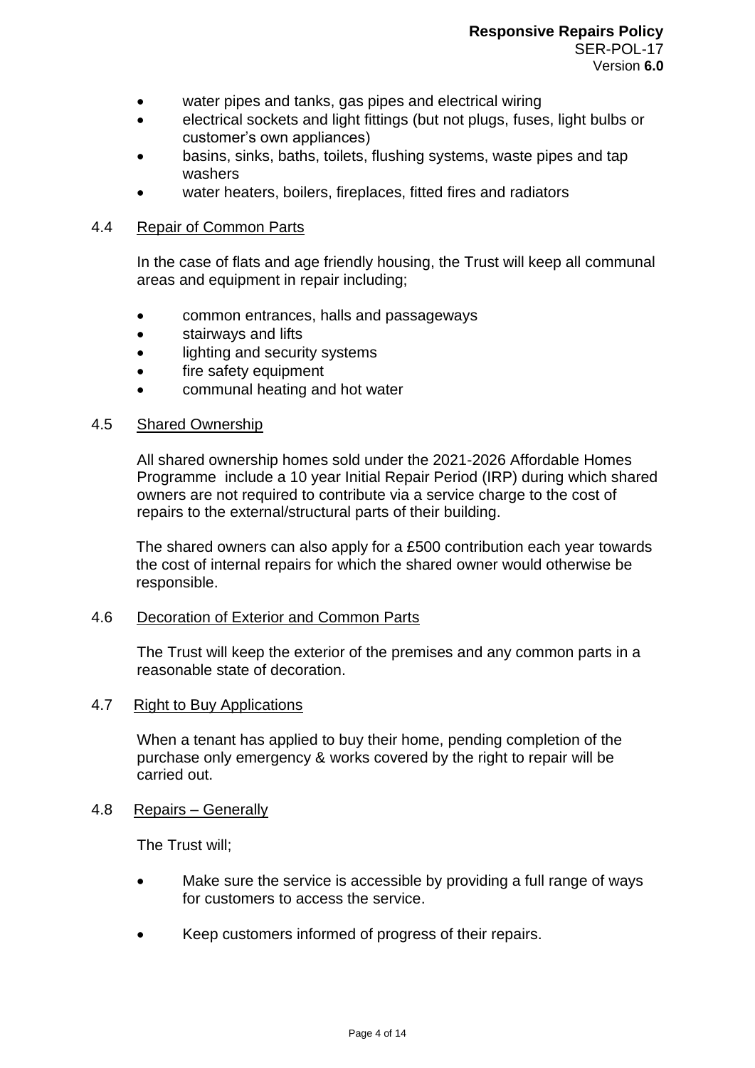- water pipes and tanks, gas pipes and electrical wiring
- electrical sockets and light fittings (but not plugs, fuses, light bulbs or customer's own appliances)
- basins, sinks, baths, toilets, flushing systems, waste pipes and tap washers
- water heaters, boilers, fireplaces, fitted fires and radiators

4.4 Repair of Common Parts

In the case of flats and age friendly housing, the Trust will keep all communal areas and equipment in repair including;

- common entrances, halls and passageways
- stairways and lifts
- lighting and security systems
- fire safety equipment
- communal heating and hot water

4.5 Shared Ownership

All shared ownership homes sold under the 2021-2026 Affordable Homes Programme include a 10 year Initial Repair Period (IRP) during which shared owners are not required to contribute via a service charge to the cost of repairs to the external/structural parts of their building.

The shared owners can also apply for a £500 contribution each year towards the cost of internal repairs for which the shared owner would otherwise be responsible.

4.6 Decoration of Exterior and Common Parts

The Trust will keep the exterior of the premises and any common parts in a reasonable state of decoration.

4.7 Right to Buy Applications

When a tenant has applied to buy their home, pending completion of the purchase only emergency & works covered by the right to repair will be carried out.

4.8 Repairs – Generally

The Trust will;

- Make sure the service is accessible by providing a full range of ways for customers to access the service.
- Keep customers informed of progress of their repairs.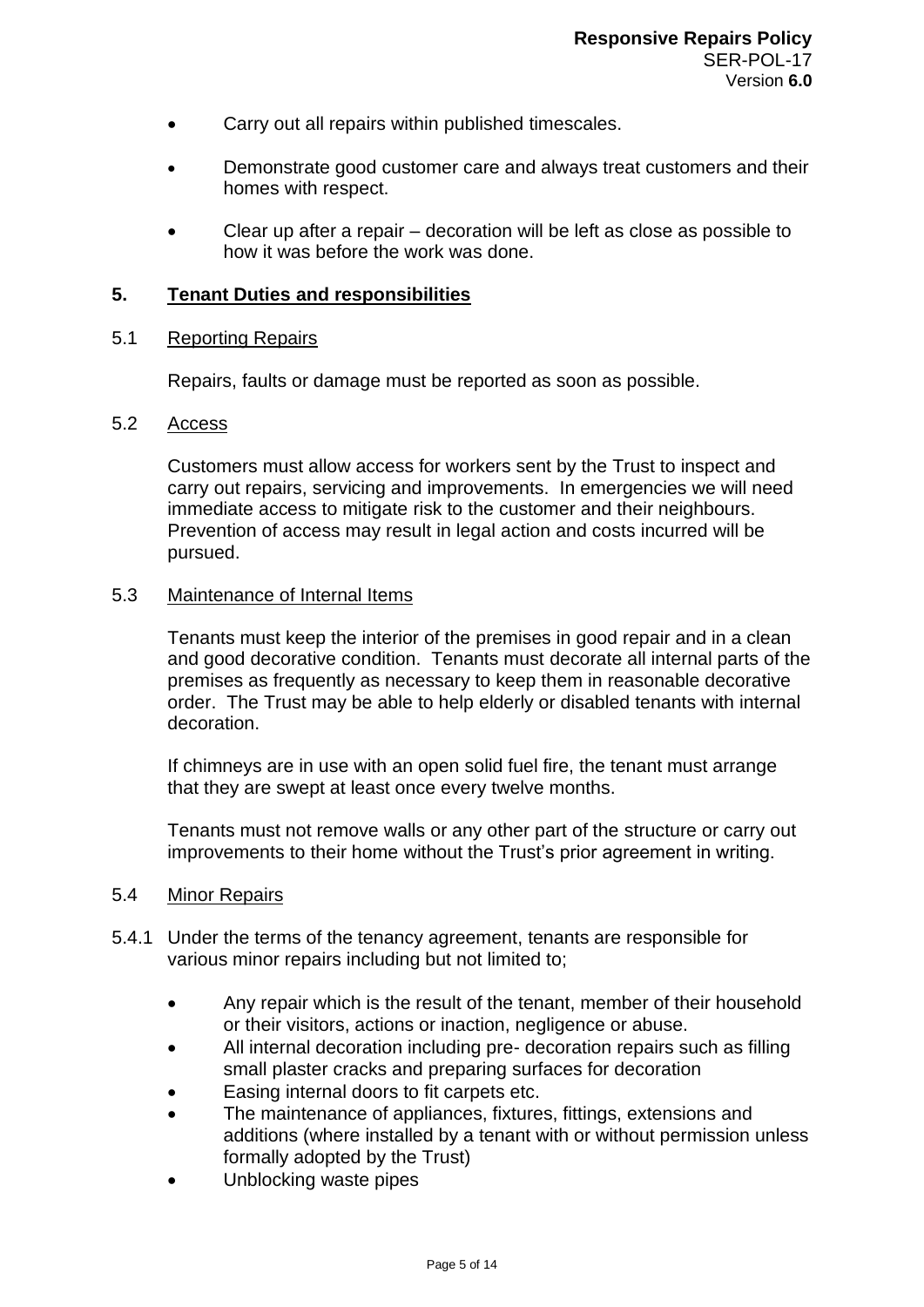- Carry out all repairs within published timescales.
- Demonstrate good customer care and always treat customers and their homes with respect.
- Clear up after a repair – decoration will be left as close as possible to how it was before the work was done.

## 5. Tenant Duties and responsibilities

### 5.1 Reporting Repairs

Repairs, faults or damage must be reported as soon as possible.

### 5.2 Access

Customers must allow access for workers sent by the Trust to inspect and carry out repairs, servicing and improvements. In emergencies we will need immediate access to mitigate risk to the customer and their neighbours. Prevention of access may result in legal action and costs incurred will be pursued.

### 5.3 Maintenance of Internal Items

Tenants must keep the interior of the premises in good repair and in a clean and good decorative condition. Tenants must decorate all internal parts of the premises as frequently as necessary to keep them in reasonable decorative order. The Trust may be able to help elderly or disabled tenants with internal decoration.

If chimneys are in use with an open solid fuel fire, the tenant must arrange that they are swept at least once every twelve months.

Tenants must not remove walls or any other part of the structure or carry out improvements to their home without the Trust's prior agreement in writing.

### 5.4 Minor Repairs

5.4.1 Under the terms of the tenancy agreement, tenants are responsible for various minor repairs including but not limited to;

- Any repair which is the result of the tenant, member of their household or their visitors, actions or inaction, negligence or abuse.
- All internal decoration including pre- decoration repairs such as filling small plaster cracks and preparing surfaces for decoration
- Easing internal doors to fit carpets etc.
- The maintenance of appliances, fixtures, fittings, extensions and additions (where installed by a tenant with or without permission unless formally adopted by the Trust)
- Unblocking waste pipes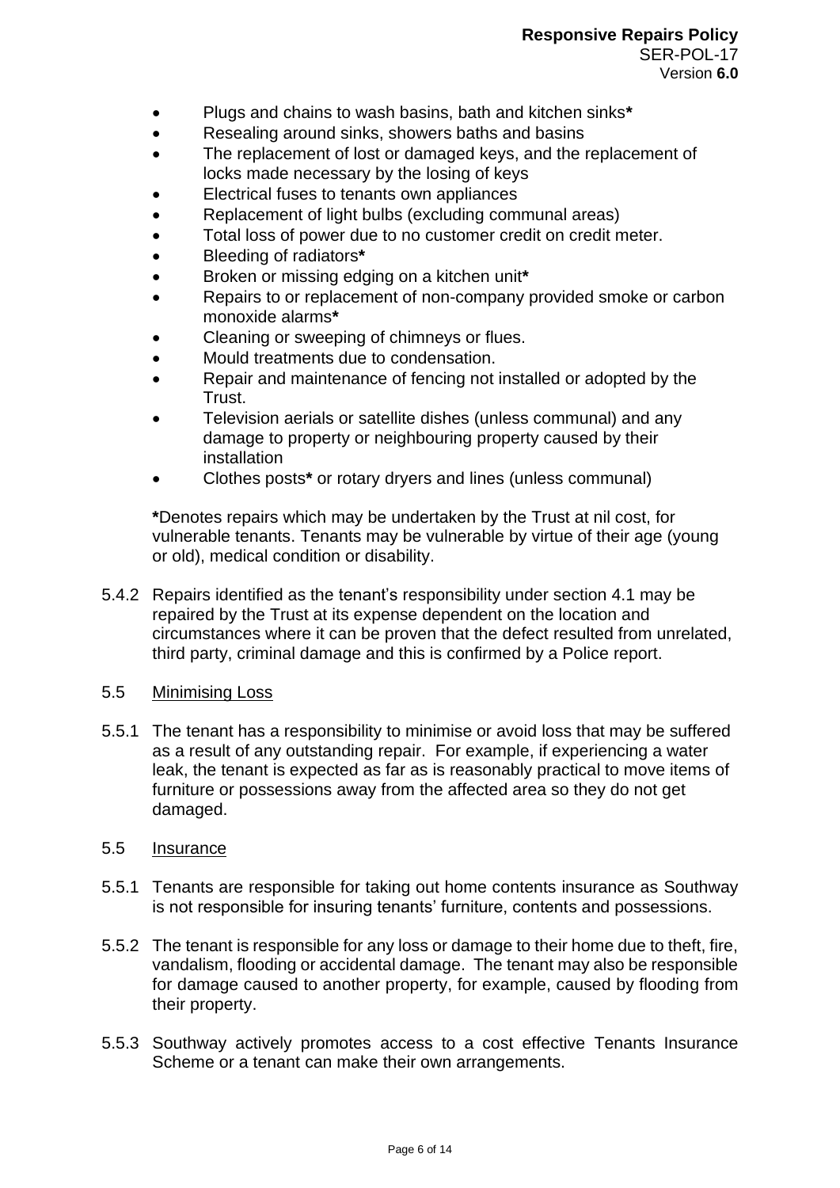- Plugs and chains to wash basins, bath and kitchen sinks**\***
- Resealing around sinks, showers baths and basins
- The replacement of lost or damaged keys, and the replacement of locks made necessary by the losing of keys
- Electrical fuses to tenants own appliances
- Replacement of light bulbs (excluding communal areas)
- Total loss of power due to no customer credit on credit meter.
- Bleeding of radiators**\***
- Broken or missing edging on a kitchen unit**\***
- Repairs to or replacement of non-company provided smoke or carbon monoxide alarms**\***
- Cleaning or sweeping of chimneys or flues.
- Mould treatments due to condensation.
- Repair and maintenance of fencing not installed or adopted by the Trust.
- Television aerials or satellite dishes (unless communal) and any damage to property or neighbouring property caused by their installation
- Clothes posts**\*** or rotary dryers and lines (unless communal)

**\***Denotes repairs which may be undertaken by the Trust at nil cost, for vulnerable tenants. Tenants may be vulnerable by virtue of their age (young or old), medical condition or disability.

5.4.2 Repairs identified as the tenant's responsibility under section 4.1 may be repaired by the Trust at its expense dependent on the location and circumstances where it can be proven that the defect resulted from unrelated, third party, criminal damage and this is confirmed by a Police report.

5.5 <u>Minimising Loss</u>

5.5.1 The tenant has a responsibility to minimise or avoid loss that may be suffered as a result of any outstanding repair. For example, if experiencing a water leak, the tenant is expected as far as is reasonably practical to move items of furniture or possessions away from the affected area so they do not get damaged.

5.5 <u>Insurance</u>

5.5.1 Tenants are responsible for taking out home contents insurance as Southway is not responsible for insuring tenants' furniture, contents and possessions.

5.5.2 The tenant is responsible for any loss or damage to their home due to theft, fire, vandalism, flooding or accidental damage. The tenant may also be responsible for damage caused to another property, for example, caused by flooding from their property.

5.5.3 Southway actively promotes access to a cost effective Tenants Insurance Scheme or a tenant can make their own arrangements.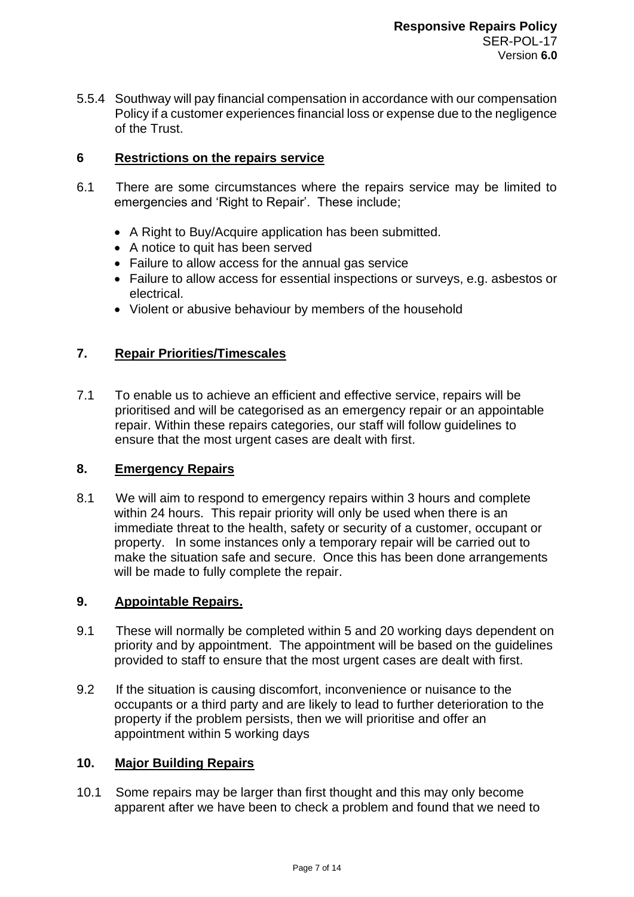5.5.4 Southway will pay financial compensation in accordance with our compensation Policy if a customer experiences financial loss or expense due to the negligence of the Trust.

## 6 Restrictions on the repairs service

6.1 There are some circumstances where the repairs service may be limited to emergencies and 'Right to Repair'. These include;

- A Right to Buy/Acquire application has been submitted.
- A notice to quit has been served
- Failure to allow access for the annual gas service
- Failure to allow access for essential inspections or surveys, e.g. asbestos or electrical.
- Violent or abusive behaviour by members of the household

## 7. Repair Priorities/Timescales

7.1 To enable us to achieve an efficient and effective service, repairs will be prioritised and will be categorised as an emergency repair or an appointable repair. Within these repairs categories, our staff will follow guidelines to ensure that the most urgent cases are dealt with first.

## 8. Emergency Repairs

8.1 We will aim to respond to emergency repairs within 3 hours and complete within 24 hours. This repair priority will only be used when there is an immediate threat to the health, safety or security of a customer, occupant or property. In some instances only a temporary repair will be carried out to make the situation safe and secure. Once this has been done arrangements will be made to fully complete the repair.

## 9. Appointable Repairs.

9.1 These will normally be completed within 5 and 20 working days dependent on priority and by appointment. The appointment will be based on the guidelines provided to staff to ensure that the most urgent cases are dealt with first.

9.2 If the situation is causing discomfort, inconvenience or nuisance to the occupants or a third party and are likely to lead to further deterioration to the property if the problem persists, then we will prioritise and offer an appointment within 5 working days

## 10. Major Building Repairs

10.1 Some repairs may be larger than first thought and this may only become apparent after we have been to check a problem and found that we need to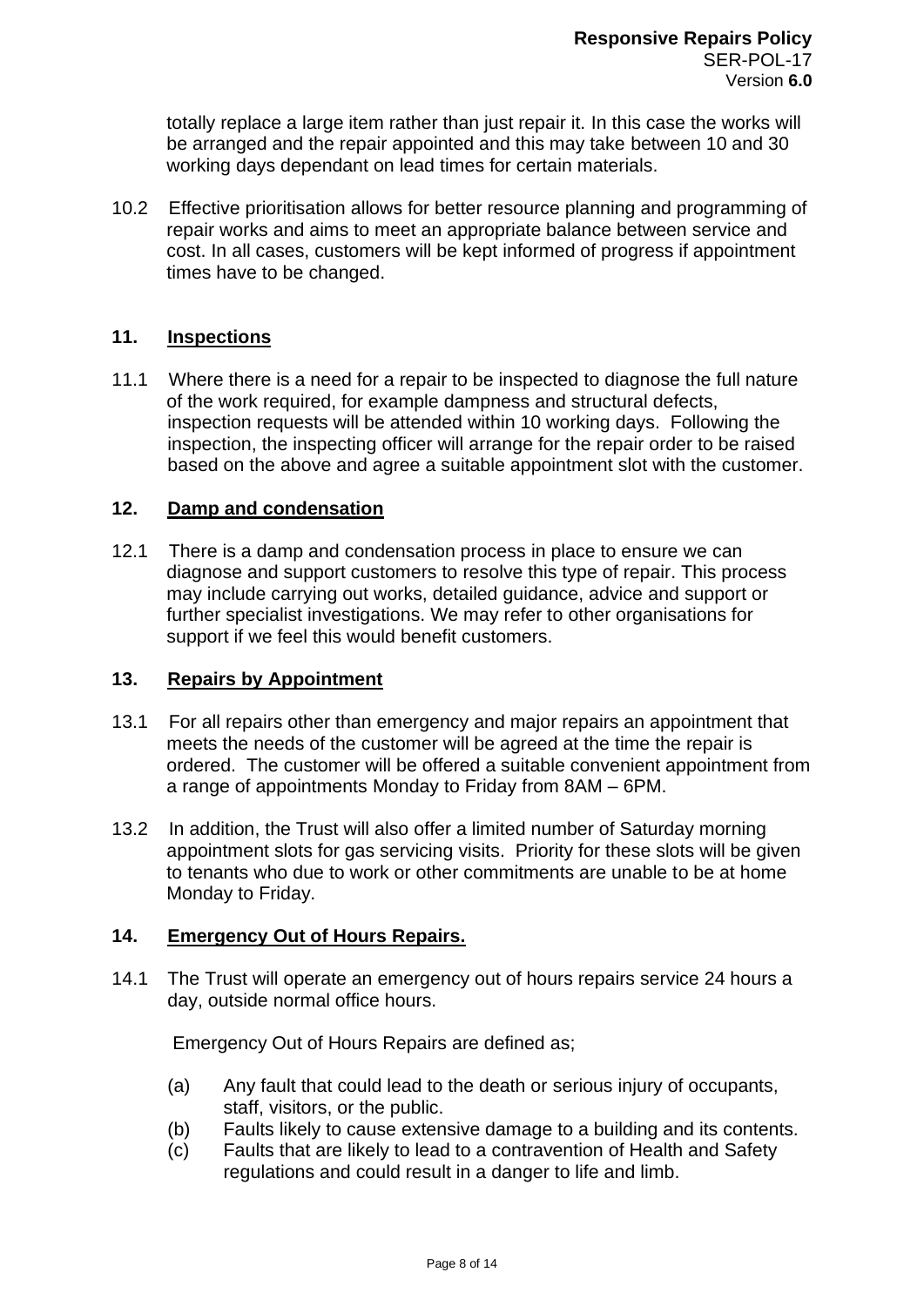totally replace a large item rather than just repair it. In this case the works will be arranged and the repair appointed and this may take between 10 and 30 working days dependant on lead times for certain materials.

10.2 Effective prioritisation allows for better resource planning and programming of repair works and aims to meet an appropriate balance between service and cost. In all cases, customers will be kept informed of progress if appointment times have to be changed.

## 11. Inspections

11.1 Where there is a need for a repair to be inspected to diagnose the full nature of the work required, for example dampness and structural defects, inspection requests will be attended within 10 working days. Following the inspection, the inspecting officer will arrange for the repair order to be raised based on the above and agree a suitable appointment slot with the customer.

## 12. Damp and condensation

12.1 There is a damp and condensation process in place to ensure we can diagnose and support customers to resolve this type of repair. This process may include carrying out works, detailed guidance, advice and support or further specialist investigations. We may refer to other organisations for support if we feel this would benefit customers.

## 13. Repairs by Appointment

13.1 For all repairs other than emergency and major repairs an appointment that meets the needs of the customer will be agreed at the time the repair is ordered. The customer will be offered a suitable convenient appointment from a range of appointments Monday to Friday from 8AM – 6PM.

13.2 In addition, the Trust will also offer a limited number of Saturday morning appointment slots for gas servicing visits. Priority for these slots will be given to tenants who due to work or other commitments are unable to be at home Monday to Friday.

## 14. Emergency Out of Hours Repairs.

14.1 The Trust will operate an emergency out of hours repairs service 24 hours a day, outside normal office hours.

Emergency Out of Hours Repairs are defined as;

(a) Any fault that could lead to the death or serious injury of occupants, staff, visitors, or the public.
(b) Faults likely to cause extensive damage to a building and its contents.
(c) Faults that are likely to lead to a contravention of Health and Safety regulations and could result in a danger to life and limb.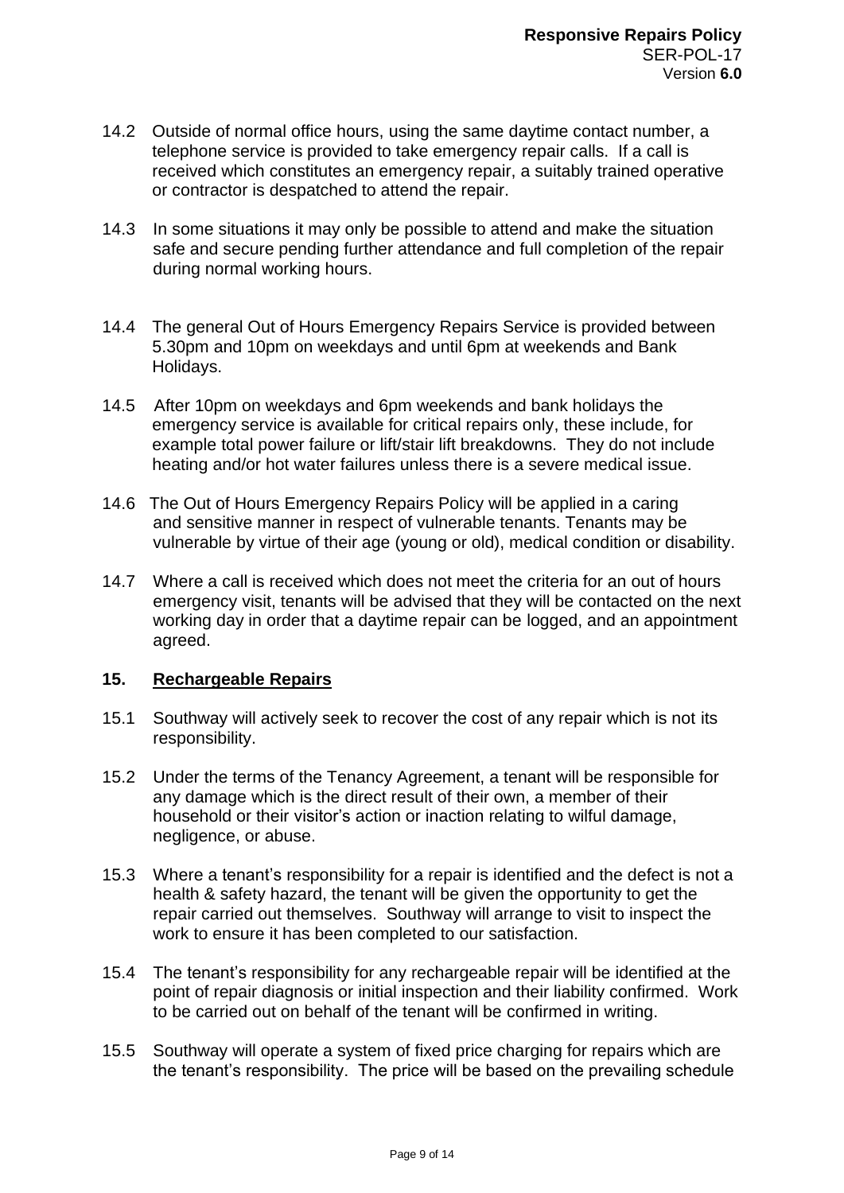14.2 Outside of normal office hours, using the same daytime contact number, a telephone service is provided to take emergency repair calls. If a call is received which constitutes an emergency repair, a suitably trained operative or contractor is despatched to attend the repair.

14.3 In some situations it may only be possible to attend and make the situation safe and secure pending further attendance and full completion of the repair during normal working hours.

14.4 The general Out of Hours Emergency Repairs Service is provided between 5.30pm and 10pm on weekdays and until 6pm at weekends and Bank Holidays.

14.5 After 10pm on weekdays and 6pm weekends and bank holidays the emergency service is available for critical repairs only, these include, for example total power failure or lift/stair lift breakdowns. They do not include heating and/or hot water failures unless there is a severe medical issue.

14.6 The Out of Hours Emergency Repairs Policy will be applied in a caring and sensitive manner in respect of vulnerable tenants. Tenants may be vulnerable by virtue of their age (young or old), medical condition or disability.

14.7 Where a call is received which does not meet the criteria for an out of hours emergency visit, tenants will be advised that they will be contacted on the next working day in order that a daytime repair can be logged, and an appointment agreed.

## 15. Rechargeable Repairs

15.1 Southway will actively seek to recover the cost of any repair which is not its responsibility.

15.2 Under the terms of the Tenancy Agreement, a tenant will be responsible for any damage which is the direct result of their own, a member of their household or their visitor's action or inaction relating to wilful damage, negligence, or abuse.

15.3 Where a tenant's responsibility for a repair is identified and the defect is not a health & safety hazard, the tenant will be given the opportunity to get the repair carried out themselves. Southway will arrange to visit to inspect the work to ensure it has been completed to our satisfaction.

15.4 The tenant's responsibility for any rechargeable repair will be identified at the point of repair diagnosis or initial inspection and their liability confirmed. Work to be carried out on behalf of the tenant will be confirmed in writing.

15.5 Southway will operate a system of fixed price charging for repairs which are the tenant's responsibility. The price will be based on the prevailing schedule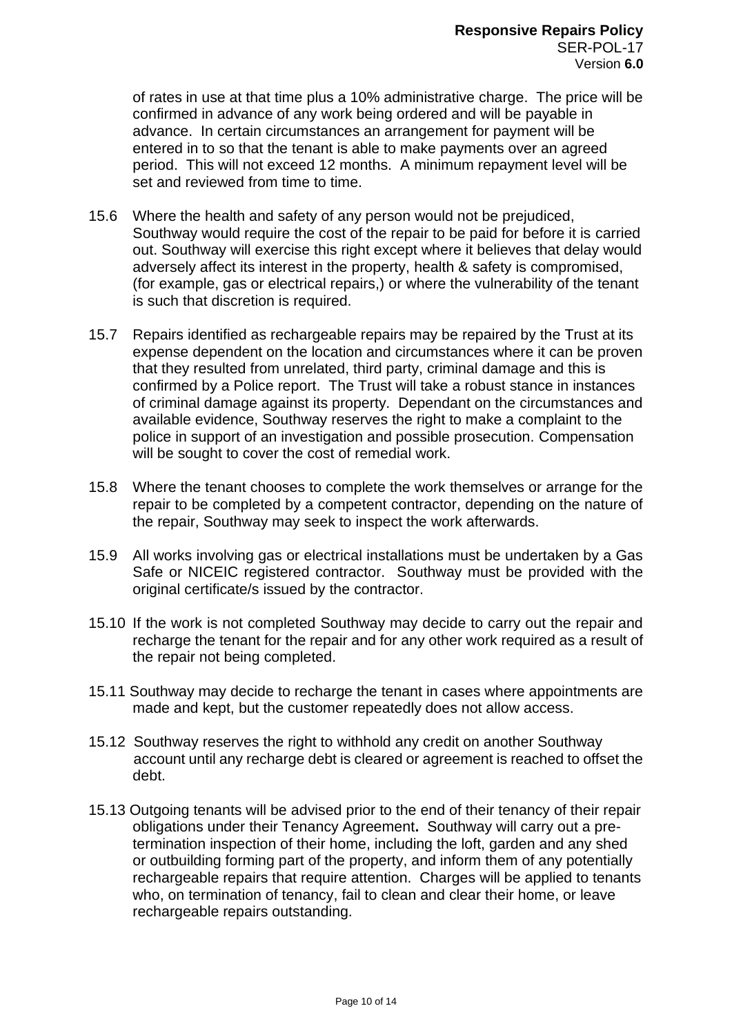of rates in use at that time plus a 10% administrative charge. The price will be confirmed in advance of any work being ordered and will be payable in advance. In certain circumstances an arrangement for payment will be entered in to so that the tenant is able to make payments over an agreed period. This will not exceed 12 months. A minimum repayment level will be set and reviewed from time to time.

15.6 Where the health and safety of any person would not be prejudiced, Southway would require the cost of the repair to be paid for before it is carried out. Southway will exercise this right except where it believes that delay would adversely affect its interest in the property, health & safety is compromised, (for example, gas or electrical repairs,) or where the vulnerability of the tenant is such that discretion is required.

15.7 Repairs identified as rechargeable repairs may be repaired by the Trust at its expense dependent on the location and circumstances where it can be proven that they resulted from unrelated, third party, criminal damage and this is confirmed by a Police report. The Trust will take a robust stance in instances of criminal damage against its property. Dependant on the circumstances and available evidence, Southway reserves the right to make a complaint to the police in support of an investigation and possible prosecution. Compensation will be sought to cover the cost of remedial work.

15.8 Where the tenant chooses to complete the work themselves or arrange for the repair to be completed by a competent contractor, depending on the nature of the repair, Southway may seek to inspect the work afterwards.

15.9 All works involving gas or electrical installations must be undertaken by a Gas Safe or NICEIC registered contractor. Southway must be provided with the original certificate/s issued by the contractor.

15.10 If the work is not completed Southway may decide to carry out the repair and recharge the tenant for the repair and for any other work required as a result of the repair not being completed.

15.11 Southway may decide to recharge the tenant in cases where appointments are made and kept, but the customer repeatedly does not allow access.

15.12 Southway reserves the right to withhold any credit on another Southway account until any recharge debt is cleared or agreement is reached to offset the debt.

15.13 Outgoing tenants will be advised prior to the end of their tenancy of their repair obligations under their Tenancy Agreement**.** Southway will carry out a pre-termination inspection of their home, including the loft, garden and any shed or outbuilding forming part of the property, and inform them of any potentially rechargeable repairs that require attention. Charges will be applied to tenants who, on termination of tenancy, fail to clean and clear their home, or leave rechargeable repairs outstanding.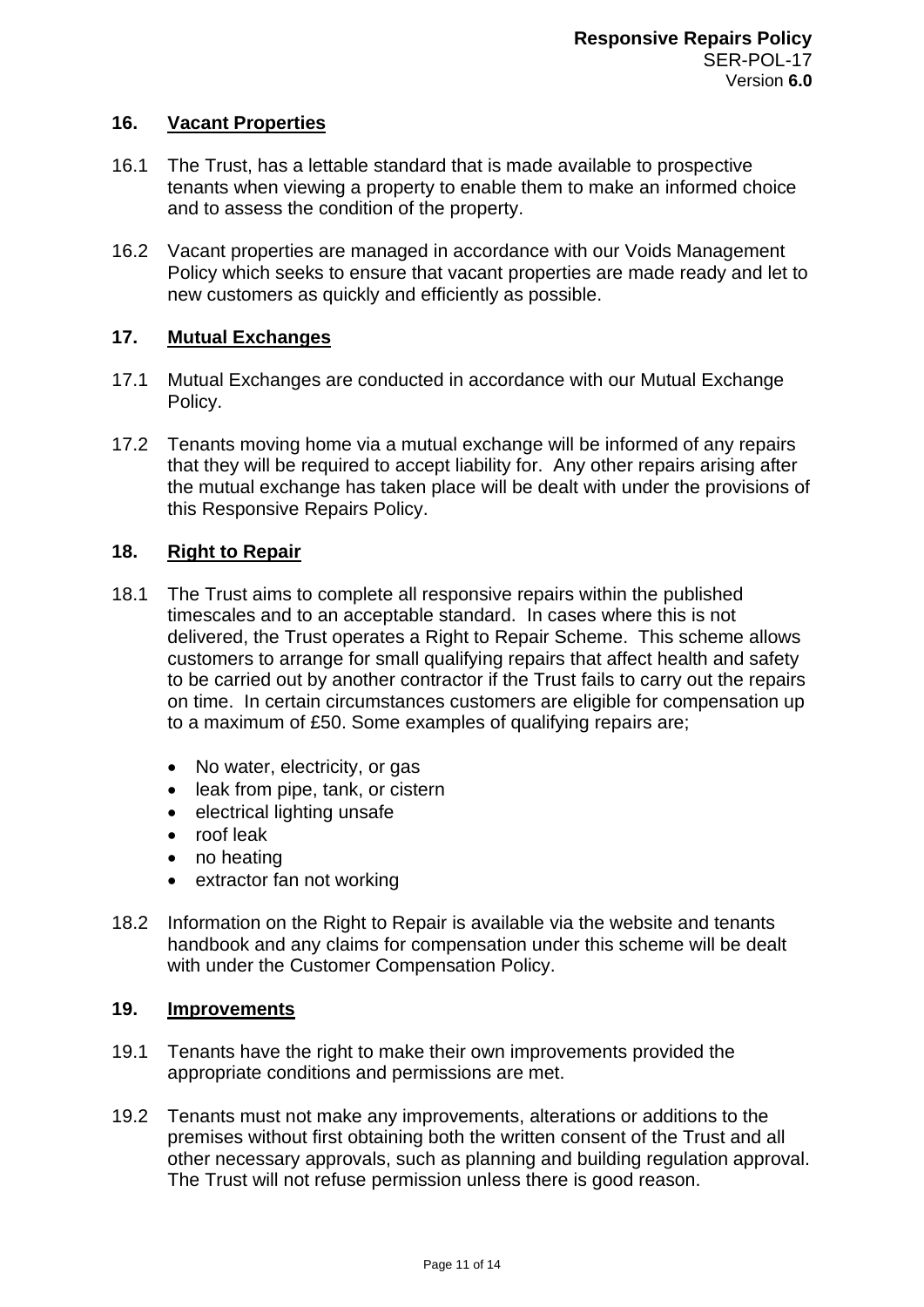## 16. Vacant Properties

16.1 The Trust, has a lettable standard that is made available to prospective tenants when viewing a property to enable them to make an informed choice and to assess the condition of the property.

16.2 Vacant properties are managed in accordance with our Voids Management Policy which seeks to ensure that vacant properties are made ready and let to new customers as quickly and efficiently as possible.

## 17. Mutual Exchanges

17.1 Mutual Exchanges are conducted in accordance with our Mutual Exchange Policy.

17.2 Tenants moving home via a mutual exchange will be informed of any repairs that they will be required to accept liability for. Any other repairs arising after the mutual exchange has taken place will be dealt with under the provisions of this Responsive Repairs Policy.

## 18. Right to Repair

18.1 The Trust aims to complete all responsive repairs within the published timescales and to an acceptable standard. In cases where this is not delivered, the Trust operates a Right to Repair Scheme. This scheme allows customers to arrange for small qualifying repairs that affect health and safety to be carried out by another contractor if the Trust fails to carry out the repairs on time. In certain circumstances customers are eligible for compensation up to a maximum of £50. Some examples of qualifying repairs are;

- No water, electricity, or gas
- leak from pipe, tank, or cistern
- electrical lighting unsafe
- roof leak
- no heating
- extractor fan not working

18.2 Information on the Right to Repair is available via the website and tenants handbook and any claims for compensation under this scheme will be dealt with under the Customer Compensation Policy.

## 19. Improvements

19.1 Tenants have the right to make their own improvements provided the appropriate conditions and permissions are met.

19.2 Tenants must not make any improvements, alterations or additions to the premises without first obtaining both the written consent of the Trust and all other necessary approvals, such as planning and building regulation approval. The Trust will not refuse permission unless there is good reason.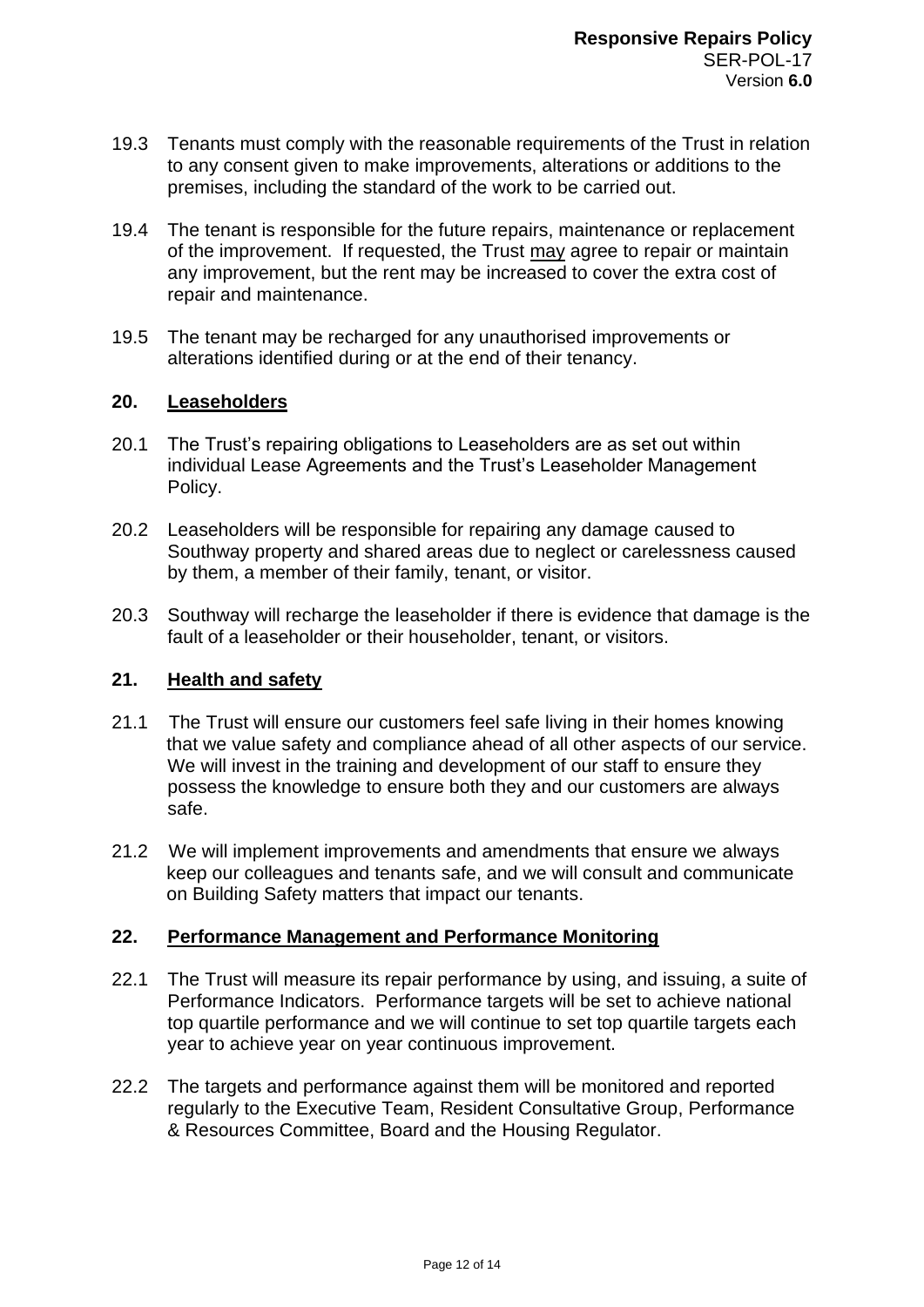19.3 Tenants must comply with the reasonable requirements of the Trust in relation to any consent given to make improvements, alterations or additions to the premises, including the standard of the work to be carried out.

19.4 The tenant is responsible for the future repairs, maintenance or replacement of the improvement. If requested, the Trust <u>may</u> agree to repair or maintain any improvement, but the rent may be increased to cover the extra cost of repair and maintenance.

19.5 The tenant may be recharged for any unauthorised improvements or alterations identified during or at the end of their tenancy.

## 20. Leaseholders

20.1 The Trust's repairing obligations to Leaseholders are as set out within individual Lease Agreements and the Trust's Leaseholder Management Policy.

20.2 Leaseholders will be responsible for repairing any damage caused to Southway property and shared areas due to neglect or carelessness caused by them, a member of their family, tenant, or visitor.

20.3 Southway will recharge the leaseholder if there is evidence that damage is the fault of a leaseholder or their householder, tenant, or visitors.

## 21. Health and safety

21.1 The Trust will ensure our customers feel safe living in their homes knowing that we value safety and compliance ahead of all other aspects of our service. We will invest in the training and development of our staff to ensure they possess the knowledge to ensure both they and our customers are always safe.

21.2 We will implement improvements and amendments that ensure we always keep our colleagues and tenants safe, and we will consult and communicate on Building Safety matters that impact our tenants.

## 22. Performance Management and Performance Monitoring

22.1 The Trust will measure its repair performance by using, and issuing, a suite of Performance Indicators. Performance targets will be set to achieve national top quartile performance and we will continue to set top quartile targets each year to achieve year on year continuous improvement.

22.2 The targets and performance against them will be monitored and reported regularly to the Executive Team, Resident Consultative Group, Performance & Resources Committee, Board and the Housing Regulator.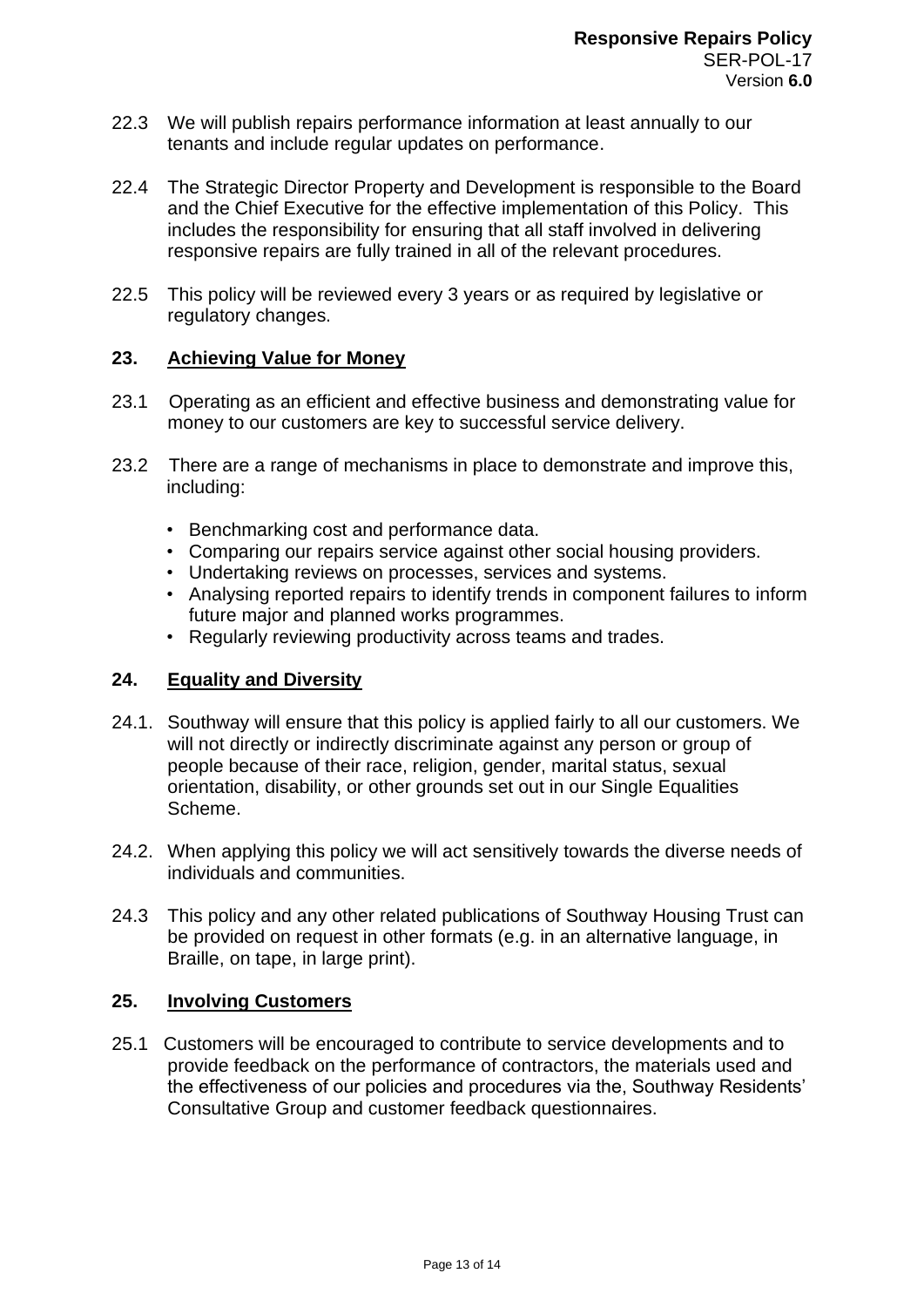22.3 We will publish repairs performance information at least annually to our tenants and include regular updates on performance.

22.4 The Strategic Director Property and Development is responsible to the Board and the Chief Executive for the effective implementation of this Policy. This includes the responsibility for ensuring that all staff involved in delivering responsive repairs are fully trained in all of the relevant procedures.

22.5 This policy will be reviewed every 3 years or as required by legislative or regulatory changes.

## 23. Achieving Value for Money

23.1 Operating as an efficient and effective business and demonstrating value for money to our customers are key to successful service delivery.

23.2 There are a range of mechanisms in place to demonstrate and improve this, including:

- Benchmarking cost and performance data.
- Comparing our repairs service against other social housing providers.
- Undertaking reviews on processes, services and systems.
- Analysing reported repairs to identify trends in component failures to inform future major and planned works programmes.
- Regularly reviewing productivity across teams and trades.

## 24. Equality and Diversity

24.1. Southway will ensure that this policy is applied fairly to all our customers. We will not directly or indirectly discriminate against any person or group of people because of their race, religion, gender, marital status, sexual orientation, disability, or other grounds set out in our Single Equalities Scheme.

24.2. When applying this policy we will act sensitively towards the diverse needs of individuals and communities.

24.3 This policy and any other related publications of Southway Housing Trust can be provided on request in other formats (e.g. in an alternative language, in Braille, on tape, in large print).

## 25. Involving Customers

25.1 Customers will be encouraged to contribute to service developments and to provide feedback on the performance of contractors, the materials used and the effectiveness of our policies and procedures via the, Southway Residents' Consultative Group and customer feedback questionnaires.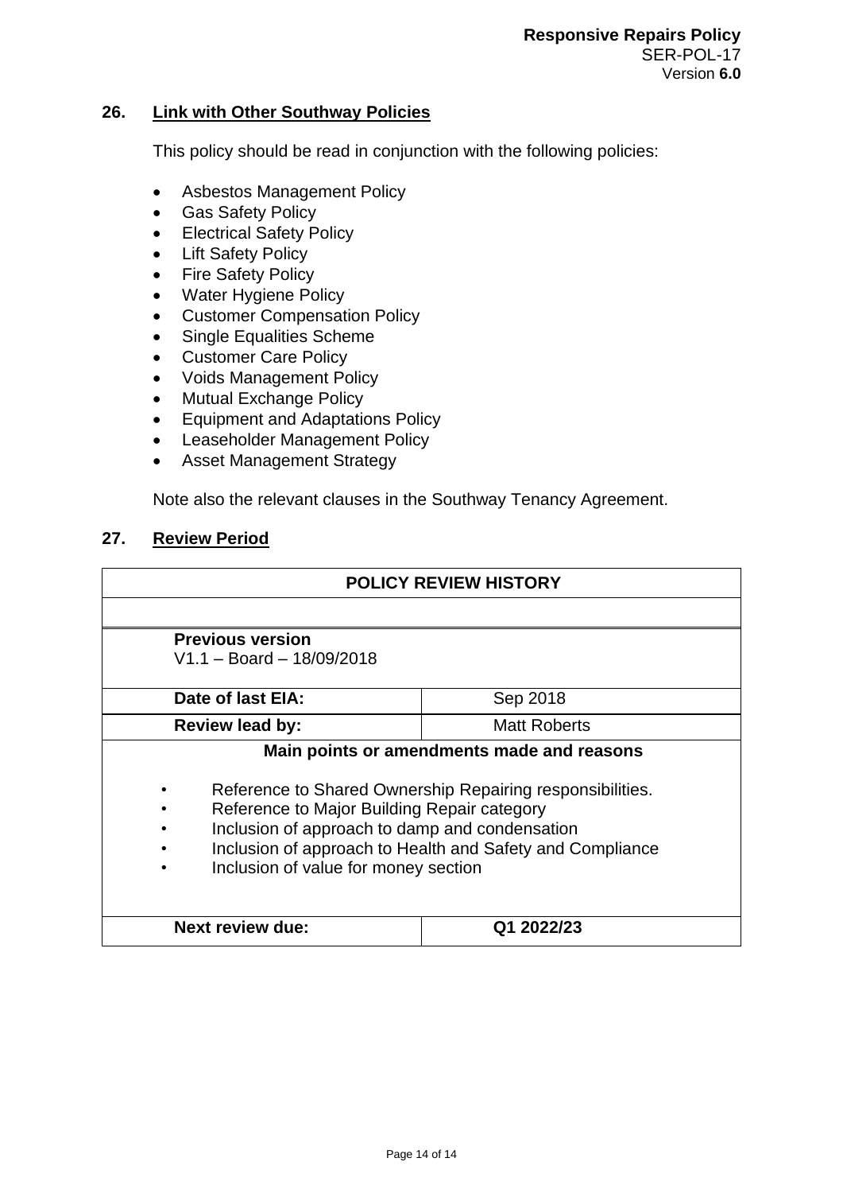## 26. Link with Other Southway Policies

This policy should be read in conjunction with the following policies:

- Asbestos Management Policy
- Gas Safety Policy
- Electrical Safety Policy
- Lift Safety Policy
- Fire Safety Policy
- Water Hygiene Policy
- Customer Compensation Policy
- Single Equalities Scheme
- Customer Care Policy
- Voids Management Policy
- Mutual Exchange Policy
- Equipment and Adaptations Policy
- Leaseholder Management Policy
- Asset Management Strategy

Note also the relevant clauses in the Southway Tenancy Agreement.

## 27. Review Period

| **POLICY REVIEW HISTORY** | |
|---|---|
| | |
| **Previous version**<br>V1.1 – Board – 18/09/2018 | |
| **Date of last EIA:** | Sep 2018 |
| **Review lead by:** | Matt Roberts |
| **Main points or amendments made and reasons**<br>• Reference to Shared Ownership Repairing responsibilities.<br>• Reference to Major Building Repair category<br>• Inclusion of approach to damp and condensation<br>• Inclusion of approach to Health and Safety and Compliance<br>• Inclusion of value for money section | |
| **Next review due:** | **Q1 2022/23** |